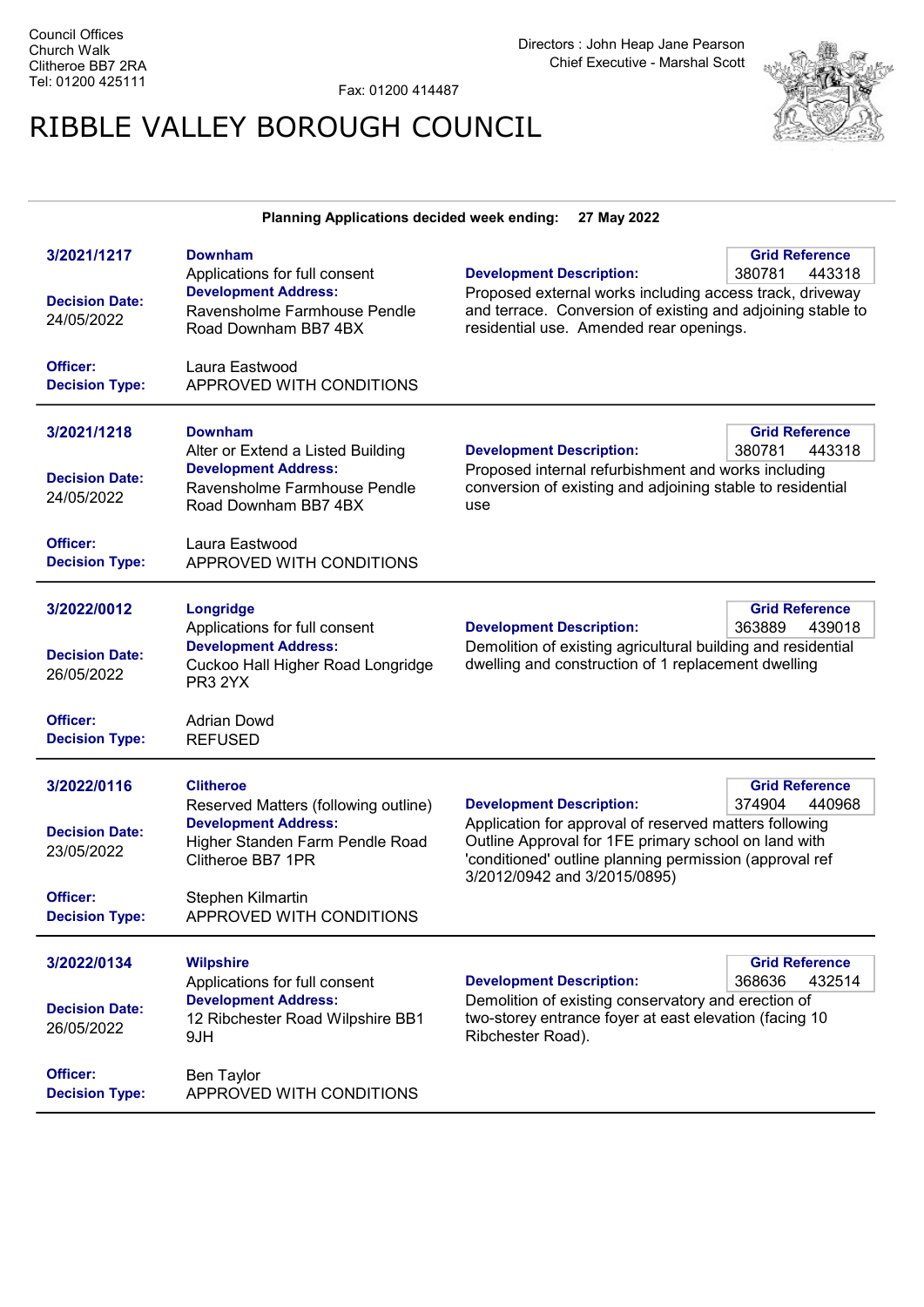Council Offices
Church Walk
Clitheroe BB7 2RA
Tel: 01200 425111

Fax: 01200 414487

Directors : John Heap Jane Pearson
Chief Executive - Marshal Scott

# RIBBLE VALLEY BOROUGH COUNCIL

**Planning Applications decided week ending: 27 May 2022**

---

**3/2021/1217**

**Downham**
Applications for full consent

**Decision Date:** 24/05/2022

**Development Address:**
Ravensholme Farmhouse Pendle Road Downham BB7 4BX

**Development Description:**
Proposed external works including access track, driveway and terrace. Conversion of existing and adjoining stable to residential use. Amended rear openings.

**Grid Reference:** 380781 443318

**Officer:** Laura Eastwood
**Decision Type:** APPROVED WITH CONDITIONS

---

**3/2021/1218**

**Downham**
Alter or Extend a Listed Building

**Decision Date:** 24/05/2022

**Development Address:**
Ravensholme Farmhouse Pendle Road Downham BB7 4BX

**Development Description:**
Proposed internal refurbishment and works including conversion of existing and adjoining stable to residential use

**Grid Reference:** 380781 443318

**Officer:** Laura Eastwood
**Decision Type:** APPROVED WITH CONDITIONS

---

**3/2022/0012**

**Longridge**
Applications for full consent

**Decision Date:** 26/05/2022

**Development Address:**
Cuckoo Hall Higher Road Longridge PR3 2YX

**Development Description:**
Demolition of existing agricultural building and residential dwelling and construction of 1 replacement dwelling

**Grid Reference:** 363889 439018

**Officer:** Adrian Dowd
**Decision Type:** REFUSED

---

**3/2022/0116**

**Clitheroe**
Reserved Matters (following outline)

**Decision Date:** 23/05/2022

**Development Address:**
Higher Standen Farm Pendle Road Clitheroe BB7 1PR

**Development Description:**
Application for approval of reserved matters following Outline Approval for 1FE primary school on land with 'conditioned' outline planning permission (approval ref 3/2012/0942 and 3/2015/0895)

**Grid Reference:** 374904 440968

**Officer:** Stephen Kilmartin
**Decision Type:** APPROVED WITH CONDITIONS

---

**3/2022/0134**

**Wilpshire**
Applications for full consent

**Decision Date:** 26/05/2022

**Development Address:**
12 Ribchester Road Wilpshire BB1 9JH

**Development Description:**
Demolition of existing conservatory and erection of two-storey entrance foyer at east elevation (facing 10 Ribchester Road).

**Grid Reference:** 368636 432514

**Officer:** Ben Taylor
**Decision Type:** APPROVED WITH CONDITIONS

---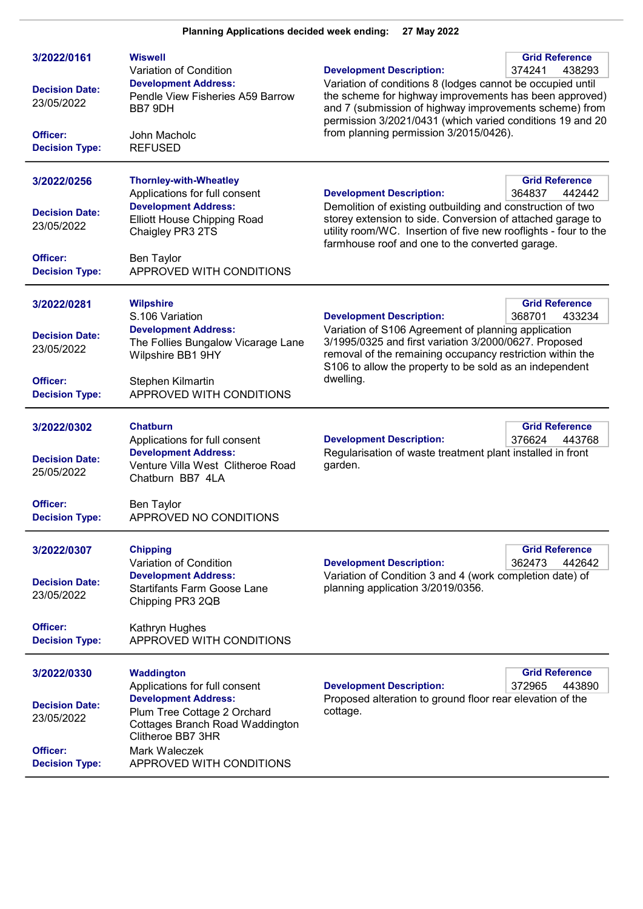**Planning Applications decided week ending: 27 May 2022**

---

**3/2022/0161**

**Wiswell**
Variation of Condition

**Development Address:**
Pendle View Fisheries A59 Barrow BB7 9DH

**Decision Date:** 23/05/2022

**Officer:** John Macholc

**Decision Type:** REFUSED

**Grid Reference:** 374241 438293

**Development Description:**
Variation of conditions 8 (lodges cannot be occupied until the scheme for highway improvements has been approved) and 7 (submission of highway improvements scheme) from permission 3/2021/0431 (which varied conditions 19 and 20 from planning permission 3/2015/0426).

---

**3/2022/0256**

**Thornley-with-Wheatley**
Applications for full consent

**Development Address:**
Elliott House Chipping Road Chaigley PR3 2TS

**Decision Date:** 23/05/2022

**Officer:** Ben Taylor

**Decision Type:** APPROVED WITH CONDITIONS

**Grid Reference:** 364837 442442

**Development Description:**
Demolition of existing outbuilding and construction of two storey extension to side. Conversion of attached garage to utility room/WC. Insertion of five new rooflights - four to the farmhouse roof and one to the converted garage.

---

**3/2022/0281**

**Wilpshire**
S.106 Variation

**Development Address:**
The Follies Bungalow Vicarage Lane Wilpshire BB1 9HY

**Decision Date:** 23/05/2022

**Officer:** Stephen Kilmartin

**Decision Type:** APPROVED WITH CONDITIONS

**Grid Reference:** 368701 433234

**Development Description:**
Variation of S106 Agreement of planning application 3/1995/0325 and first variation 3/2000/0627. Proposed removal of the remaining occupancy restriction within the S106 to allow the property to be sold as an independent dwelling.

---

**3/2022/0302**

**Chatburn**
Applications for full consent

**Development Address:**
Venture Villa West Clitheroe Road Chatburn BB7 4LA

**Decision Date:** 25/05/2022

**Officer:** Ben Taylor

**Decision Type:** APPROVED NO CONDITIONS

**Grid Reference:** 376624 443768

**Development Description:**
Regularisation of waste treatment plant installed in front garden.

---

**3/2022/0307**

**Chipping**
Variation of Condition

**Development Address:**
Startifants Farm Goose Lane Chipping PR3 2QB

**Decision Date:** 23/05/2022

**Officer:** Kathryn Hughes

**Decision Type:** APPROVED WITH CONDITIONS

**Grid Reference:** 362473 442642

**Development Description:**
Variation of Condition 3 and 4 (work completion date) of planning application 3/2019/0356.

---

**3/2022/0330**

**Waddington**
Applications for full consent

**Development Address:**
Plum Tree Cottage 2 Orchard Cottages Branch Road Waddington Clitheroe BB7 3HR

**Decision Date:** 23/05/2022

**Officer:** Mark Waleczek

**Decision Type:** APPROVED WITH CONDITIONS

**Grid Reference:** 372965 443890

**Development Description:**
Proposed alteration to ground floor rear elevation of the cottage.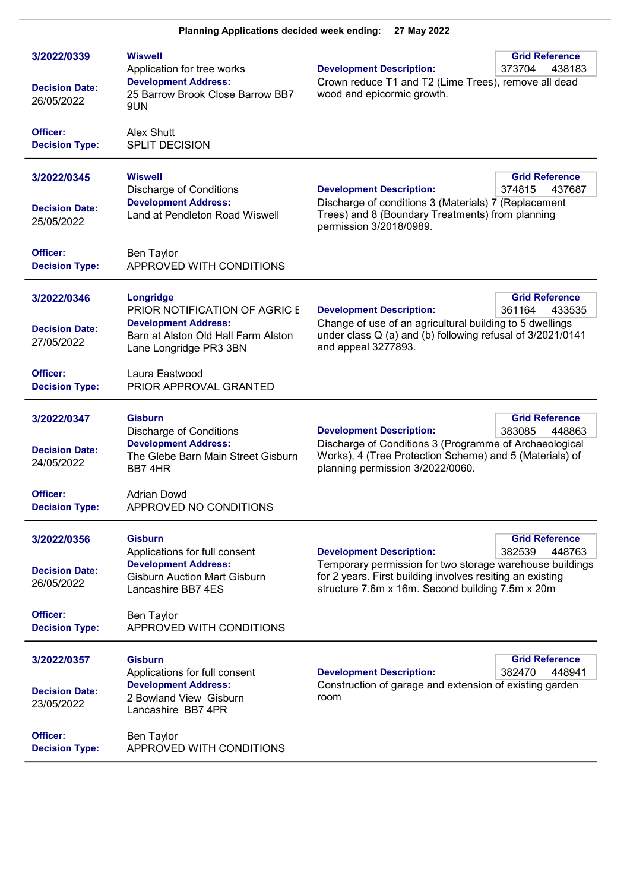**Planning Applications decided week ending: 27 May 2022**

---

**3/2022/0339**

**Decision Date:** 26/05/2022

**Wiswell**
Application for tree works

**Development Address:**
25 Barrow Brook Close Barrow BB7 9UN

**Development Description:**
Crown reduce T1 and T2 (Lime Trees), remove all dead wood and epicormic growth.

**Grid Reference** 373704 438183

**Officer:** Alex Shutt
**Decision Type:** SPLIT DECISION

---

**3/2022/0345**

**Decision Date:** 25/05/2022

**Wiswell**
Discharge of Conditions

**Development Address:**
Land at Pendleton Road Wiswell

**Development Description:**
Discharge of conditions 3 (Materials) 7 (Replacement Trees) and 8 (Boundary Treatments) from planning permission 3/2018/0989.

**Grid Reference** 374815 437687

**Officer:** Ben Taylor
**Decision Type:** APPROVED WITH CONDITIONS

---

**3/2022/0346**

**Decision Date:** 27/05/2022

**Longridge**
PRIOR NOTIFICATION OF AGRIC E

**Development Address:**
Barn at Alston Old Hall Farm Alston Lane Longridge PR3 3BN

**Development Description:**
Change of use of an agricultural building to 5 dwellings under class Q (a) and (b) following refusal of 3/2021/0141 and appeal 3277893.

**Grid Reference** 361164 433535

**Officer:** Laura Eastwood
**Decision Type:** PRIOR APPROVAL GRANTED

---

**3/2022/0347**

**Decision Date:** 24/05/2022

**Gisburn**
Discharge of Conditions

**Development Address:**
The Glebe Barn Main Street Gisburn BB7 4HR

**Development Description:**
Discharge of Conditions 3 (Programme of Archaeological Works), 4 (Tree Protection Scheme) and 5 (Materials) of planning permission 3/2022/0060.

**Grid Reference** 383085 448863

**Officer:** Adrian Dowd
**Decision Type:** APPROVED NO CONDITIONS

---

**3/2022/0356**

**Decision Date:** 26/05/2022

**Gisburn**
Applications for full consent

**Development Address:**
Gisburn Auction Mart Gisburn Lancashire BB7 4ES

**Development Description:**
Temporary permission for two storage warehouse buildings for 2 years. First building involves resiting an existing structure 7.6m x 16m. Second building 7.5m x 20m

**Grid Reference** 382539 448763

**Officer:** Ben Taylor
**Decision Type:** APPROVED WITH CONDITIONS

---

**3/2022/0357**

**Decision Date:** 23/05/2022

**Gisburn**
Applications for full consent

**Development Address:**
2 Bowland View Gisburn Lancashire BB7 4PR

**Development Description:**
Construction of garage and extension of existing garden room

**Grid Reference** 382470 448941

**Officer:** Ben Taylor
**Decision Type:** APPROVED WITH CONDITIONS

---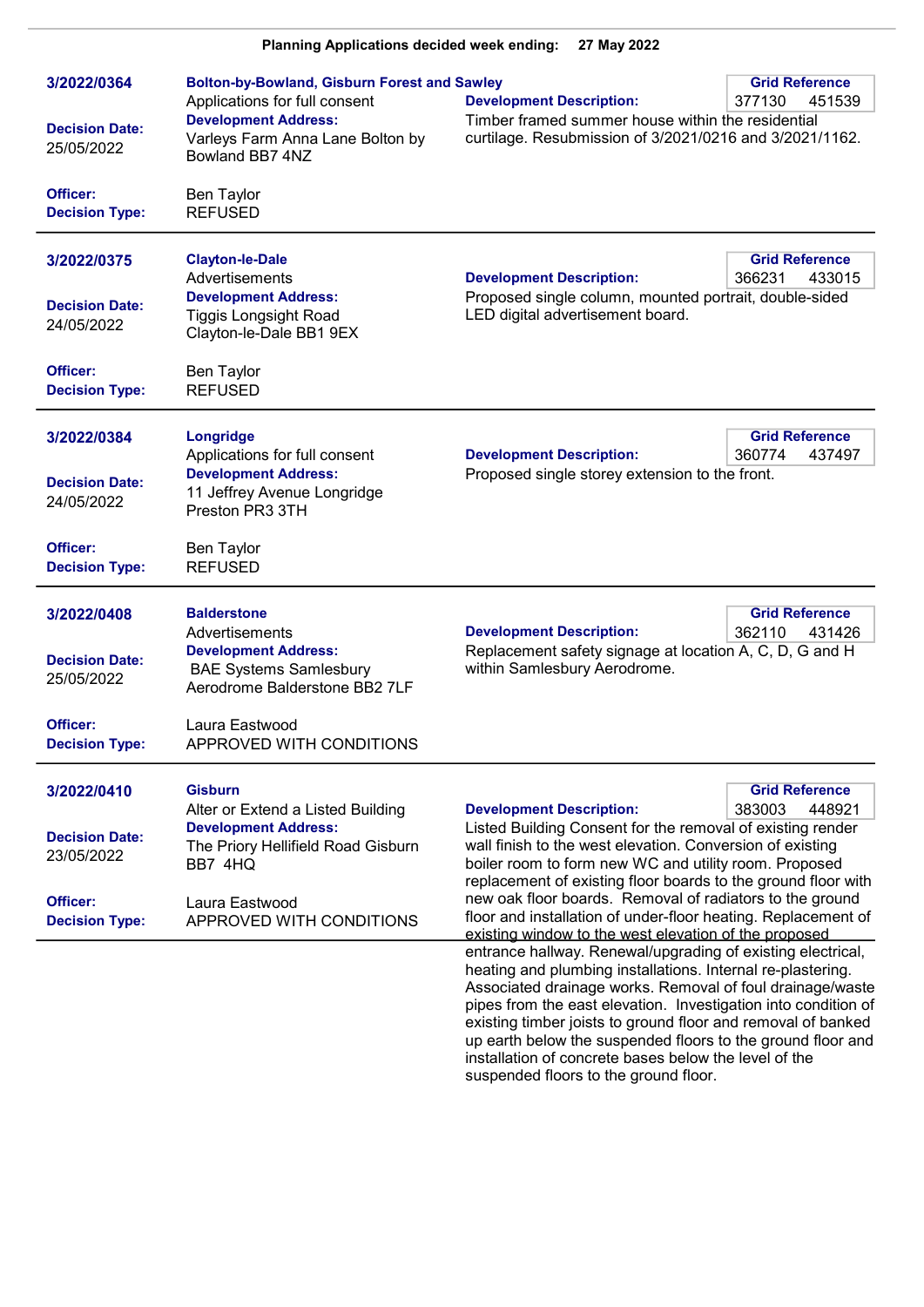**Planning Applications decided week ending: 27 May 2022**

---

**3/2022/0364**

**Bolton-by-Bowland, Gisburn Forest and Sawley**
Applications for full consent

**Grid Reference**
377130 451539

**Decision Date:** 25/05/2022

**Development Address:**
Varleys Farm Anna Lane Bolton by Bowland BB7 4NZ

**Development Description:**
Timber framed summer house within the residential curtilage. Resubmission of 3/2021/0216 and 3/2021/1162.

**Officer:** Ben Taylor
**Decision Type:** REFUSED

---

**3/2022/0375**

**Clayton-le-Dale**
Advertisements

**Grid Reference**
366231 433015

**Decision Date:** 24/05/2022

**Development Address:**
Tiggis Longsight Road Clayton-le-Dale BB1 9EX

**Development Description:**
Proposed single column, mounted portrait, double-sided LED digital advertisement board.

**Officer:** Ben Taylor
**Decision Type:** REFUSED

---

**3/2022/0384**

**Longridge**
Applications for full consent

**Grid Reference**
360774 437497

**Decision Date:** 24/05/2022

**Development Address:**
11 Jeffrey Avenue Longridge Preston PR3 3TH

**Development Description:**
Proposed single storey extension to the front.

**Officer:** Ben Taylor
**Decision Type:** REFUSED

---

**3/2022/0408**

**Balderstone**
Advertisements

**Grid Reference**
362110 431426

**Decision Date:** 25/05/2022

**Development Address:**
BAE Systems Samlesbury Aerodrome Balderstone BB2 7LF

**Development Description:**
Replacement safety signage at location A, C, D, G and H within Samlesbury Aerodrome.

**Officer:** Laura Eastwood
**Decision Type:** APPROVED WITH CONDITIONS

---

**3/2022/0410**

**Gisburn**
Alter or Extend a Listed Building

**Grid Reference**
383003 448921

**Decision Date:** 23/05/2022

**Development Address:**
The Priory Hellifield Road Gisburn BB7 4HQ

**Development Description:**
Listed Building Consent for the removal of existing render wall finish to the west elevation. Conversion of existing boiler room to form new WC and utility room. Proposed replacement of existing floor boards to the ground floor with new oak floor boards. Removal of radiators to the ground floor and installation of under-floor heating. Replacement of existing window to the west elevation of the proposed entrance hallway. Renewal/upgrading of existing electrical, heating and plumbing installations. Internal re-plastering. Associated drainage works. Removal of foul drainage/waste pipes from the east elevation. Investigation into condition of existing timber joists to ground floor and removal of banked up earth below the suspended floors to the ground floor and installation of concrete bases below the level of the suspended floors to the ground floor.

**Officer:** Laura Eastwood
**Decision Type:** APPROVED WITH CONDITIONS

---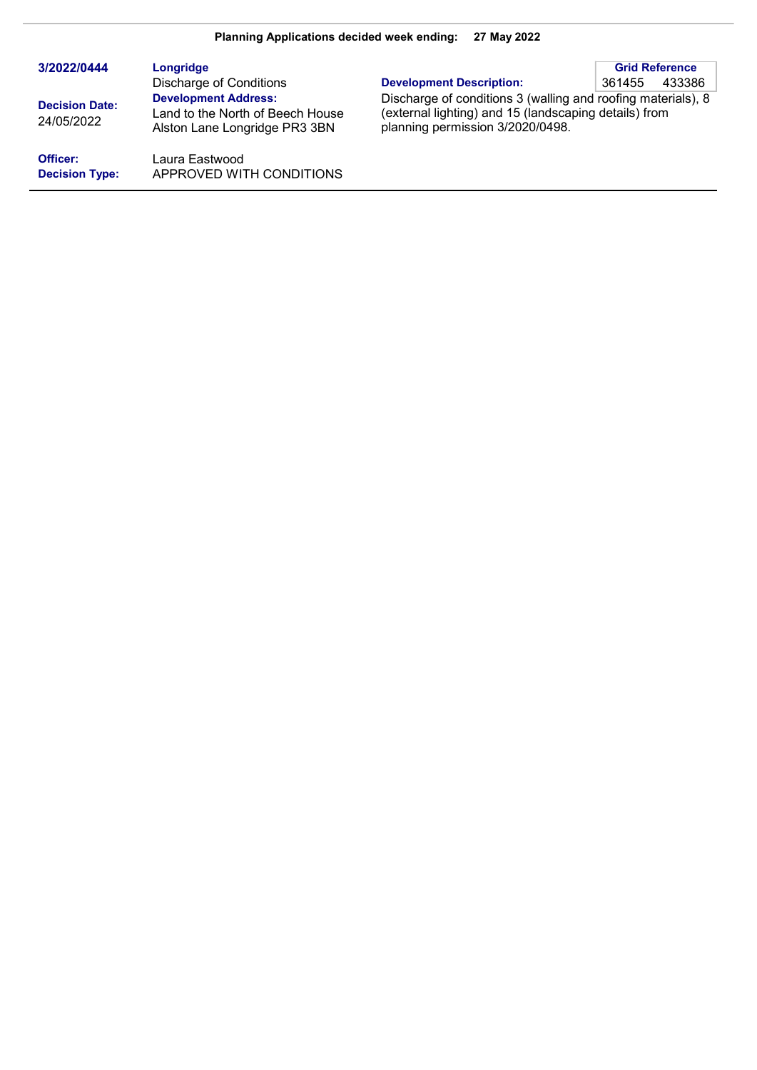**Planning Applications decided week ending: 27 May 2022**

| | | | |
|---|---|---|---|
| **3/2022/0444** | **Longridge** | | **Grid Reference** |
| | Discharge of Conditions | **Development Description:** | 361455 433386 |
| **Decision Date:** | **Development Address:** | Discharge of conditions 3 (walling and roofing materials), 8 (external lighting) and 15 (landscaping details) from planning permission 3/2020/0498. | |
| 24/05/2022 | Land to the North of Beech House Alston Lane Longridge PR3 3BN | | |
| **Officer:** | Laura Eastwood | | |
| **Decision Type:** | APPROVED WITH CONDITIONS | | |